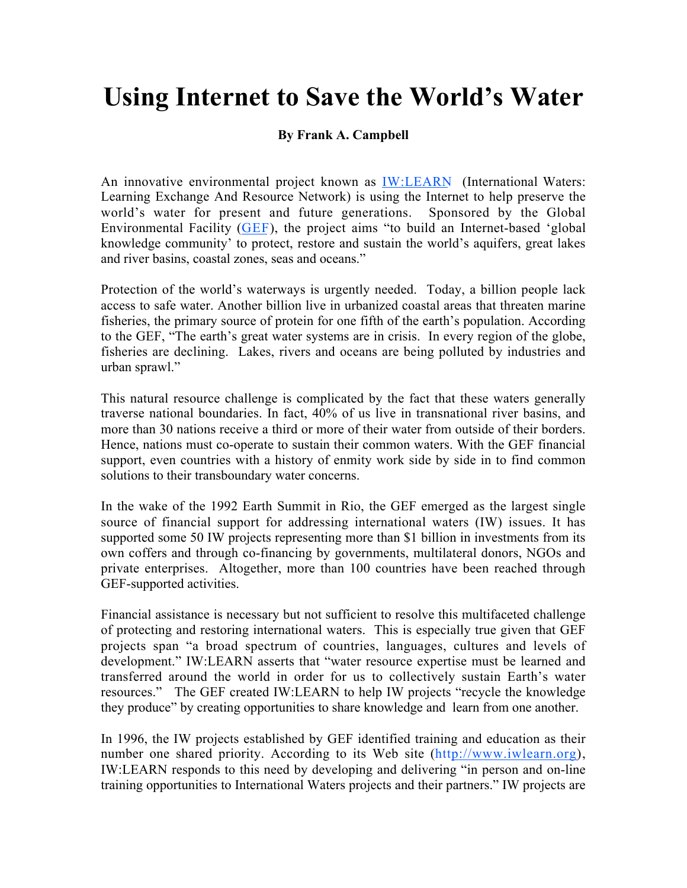# Using Internet to Save the World's Water

**By Frank A. Campbell**

An innovative environmental project known as IW:LEARN (International Waters: Learning Exchange And Resource Network) is using the Internet to help preserve the world's water for present and future generations. Sponsored by the Global Environmental Facility (GEF), the project aims "to build an Internet-based 'global knowledge community' to protect, restore and sustain the world's aquifers, great lakes and river basins, coastal zones, seas and oceans."

Protection of the world's waterways is urgently needed. Today, a billion people lack access to safe water. Another billion live in urbanized coastal areas that threaten marine fisheries, the primary source of protein for one fifth of the earth's population. According to the GEF, "The earth's great water systems are in crisis. In every region of the globe, fisheries are declining. Lakes, rivers and oceans are being polluted by industries and urban sprawl."

This natural resource challenge is complicated by the fact that these waters generally traverse national boundaries. In fact, 40% of us live in transnational river basins, and more than 30 nations receive a third or more of their water from outside of their borders. Hence, nations must co-operate to sustain their common waters. With the GEF financial support, even countries with a history of enmity work side by side in to find common solutions to their transboundary water concerns.

In the wake of the 1992 Earth Summit in Rio, the GEF emerged as the largest single source of financial support for addressing international waters (IW) issues. It has supported some 50 IW projects representing more than $1 billion in investments from its own coffers and through co-financing by governments, multilateral donors, NGOs and private enterprises. Altogether, more than 100 countries have been reached through GEF-supported activities.

Financial assistance is necessary but not sufficient to resolve this multifaceted challenge of protecting and restoring international waters. This is especially true given that GEF projects span "a broad spectrum of countries, languages, cultures and levels of development." IW:LEARN asserts that "water resource expertise must be learned and transferred around the world in order for us to collectively sustain Earth's water resources." The GEF created IW:LEARN to help IW projects "recycle the knowledge they produce" by creating opportunities to share knowledge and learn from one another.

In 1996, the IW projects established by GEF identified training and education as their number one shared priority. According to its Web site (http://www.iwlearn.org), IW:LEARN responds to this need by developing and delivering "in person and on-line training opportunities to International Waters projects and their partners." IW projects are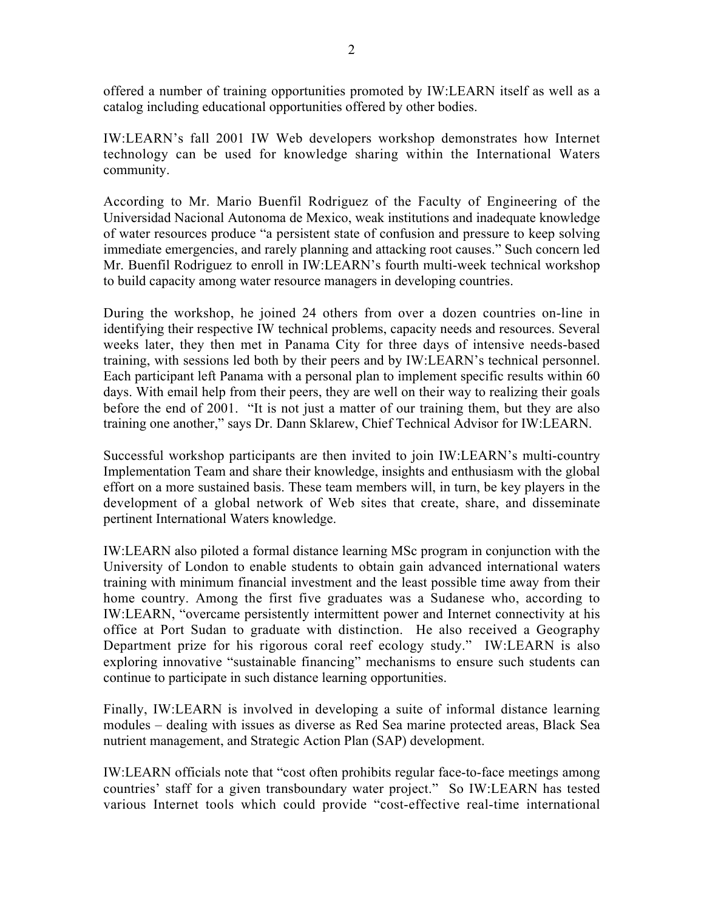offered a number of training opportunities promoted by IW:LEARN itself as well as a catalog including educational opportunities offered by other bodies.

IW:LEARN's fall 2001 IW Web developers workshop demonstrates how Internet technology can be used for knowledge sharing within the International Waters community.

According to Mr. Mario Buenfil Rodriguez of the Faculty of Engineering of the Universidad Nacional Autonoma de Mexico, weak institutions and inadequate knowledge of water resources produce "a persistent state of confusion and pressure to keep solving immediate emergencies, and rarely planning and attacking root causes." Such concern led Mr. Buenfil Rodriguez to enroll in IW:LEARN's fourth multi-week technical workshop to build capacity among water resource managers in developing countries.

During the workshop, he joined 24 others from over a dozen countries on-line in identifying their respective IW technical problems, capacity needs and resources. Several weeks later, they then met in Panama City for three days of intensive needs-based training, with sessions led both by their peers and by IW:LEARN's technical personnel. Each participant left Panama with a personal plan to implement specific results within 60 days. With email help from their peers, they are well on their way to realizing their goals before the end of 2001. "It is not just a matter of our training them, but they are also training one another," says Dr. Dann Sklarew, Chief Technical Advisor for IW:LEARN.

Successful workshop participants are then invited to join IW:LEARN's multi-country Implementation Team and share their knowledge, insights and enthusiasm with the global effort on a more sustained basis. These team members will, in turn, be key players in the development of a global network of Web sites that create, share, and disseminate pertinent International Waters knowledge.

IW:LEARN also piloted a formal distance learning MSc program in conjunction with the University of London to enable students to obtain gain advanced international waters training with minimum financial investment and the least possible time away from their home country. Among the first five graduates was a Sudanese who, according to IW:LEARN, "overcame persistently intermittent power and Internet connectivity at his office at Port Sudan to graduate with distinction. He also received a Geography Department prize for his rigorous coral reef ecology study." IW:LEARN is also exploring innovative "sustainable financing" mechanisms to ensure such students can continue to participate in such distance learning opportunities.

Finally, IW:LEARN is involved in developing a suite of informal distance learning modules – dealing with issues as diverse as Red Sea marine protected areas, Black Sea nutrient management, and Strategic Action Plan (SAP) development.

IW:LEARN officials note that "cost often prohibits regular face-to-face meetings among countries' staff for a given transboundary water project." So IW:LEARN has tested various Internet tools which could provide "cost-effective real-time international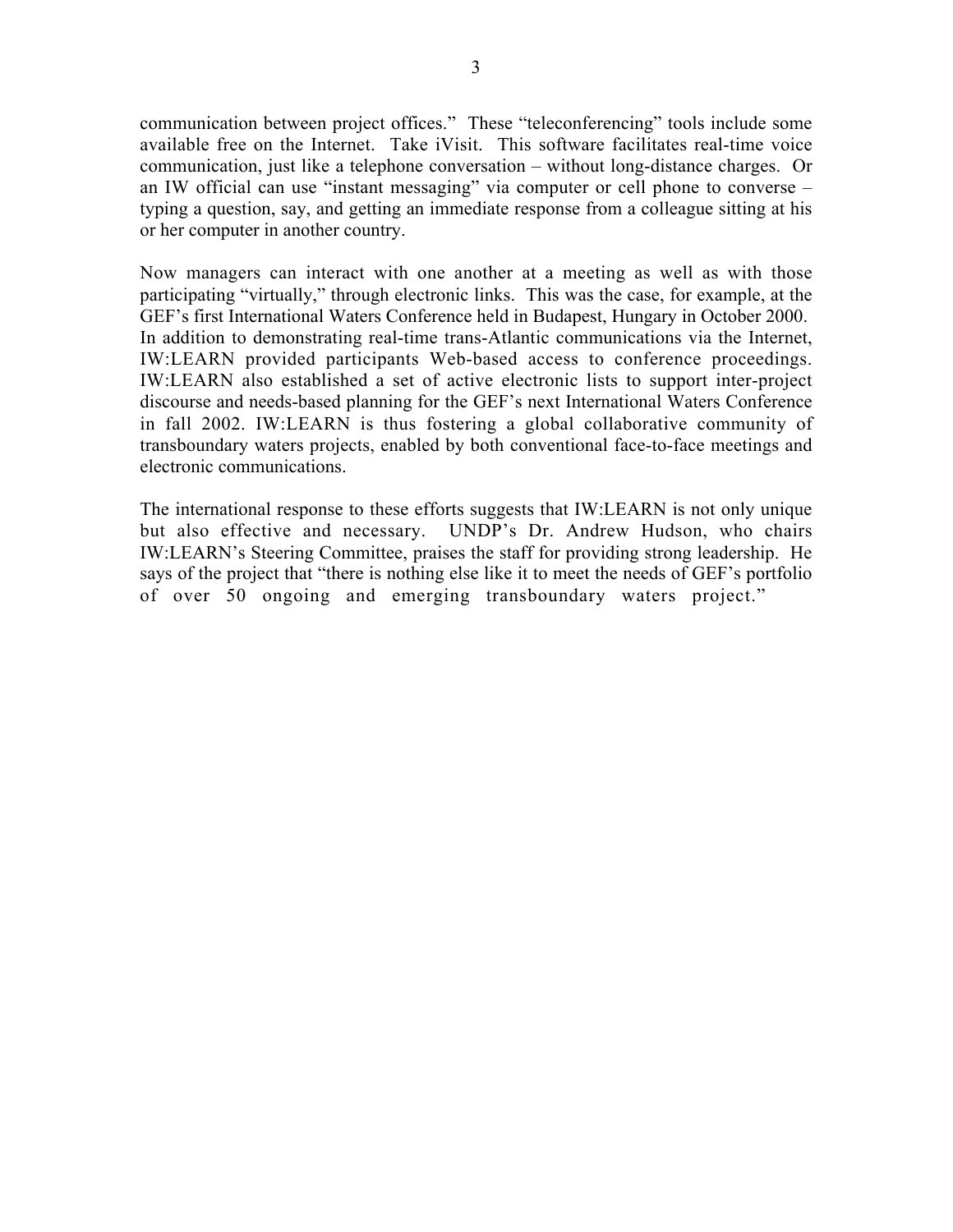communication between project offices." These "teleconferencing" tools include some available free on the Internet. Take iVisit. This software facilitates real-time voice communication, just like a telephone conversation – without long-distance charges. Or an IW official can use "instant messaging" via computer or cell phone to converse – typing a question, say, and getting an immediate response from a colleague sitting at his or her computer in another country.

Now managers can interact with one another at a meeting as well as with those participating "virtually," through electronic links. This was the case, for example, at the GEF's first International Waters Conference held in Budapest, Hungary in October 2000. In addition to demonstrating real-time trans-Atlantic communications via the Internet, IW:LEARN provided participants Web-based access to conference proceedings. IW:LEARN also established a set of active electronic lists to support inter-project discourse and needs-based planning for the GEF's next International Waters Conference in fall 2002. IW:LEARN is thus fostering a global collaborative community of transboundary waters projects, enabled by both conventional face-to-face meetings and electronic communications.

The international response to these efforts suggests that IW:LEARN is not only unique but also effective and necessary. UNDP's Dr. Andrew Hudson, who chairs IW:LEARN's Steering Committee, praises the staff for providing strong leadership. He says of the project that "there is nothing else like it to meet the needs of GEF's portfolio of over 50 ongoing and emerging transboundary waters project."